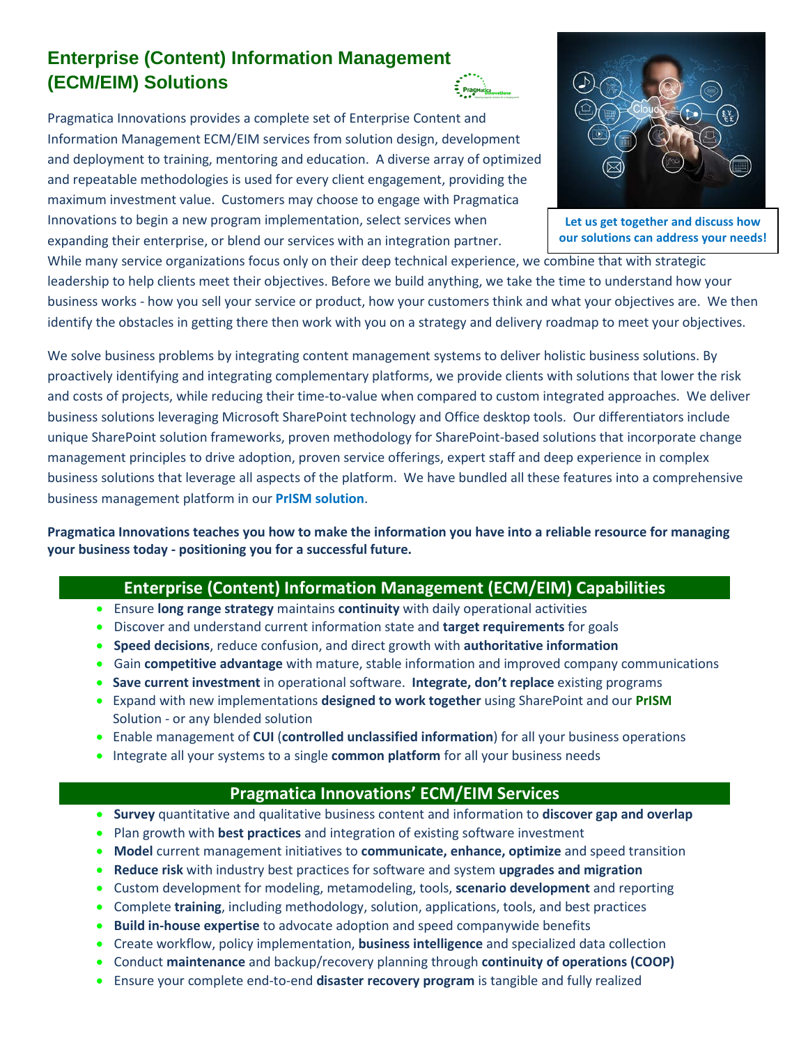# Enterprise (Content) Information Management (ECM/EIM) Solutions

Pragmatica Innovations provides a complete set of Enterprise Content and Information Management ECM/EIM services from solution design, development and deployment to training, mentoring and education. A diverse array of optimized and repeatable methodologies is used for every client engagement, providing the maximum investment value. Customers may choose to engage with Pragmatica Innovations to begin a new program implementation, select services when expanding their enterprise, or blend our services with an integration partner. While many service organizations focus only on their deep technical experience, we combine that with strategic leadership to help clients meet their objectives. Before we build anything, we take the time to understand how your business works - how you sell your service or product, how your customers think and what your objectives are. We then identify the obstacles in getting there then work with you on a strategy and delivery roadmap to meet your objectives.

**Let us get together and discuss how our solutions can address your needs!**

We solve business problems by integrating content management systems to deliver holistic business solutions. By proactively identifying and integrating complementary platforms, we provide clients with solutions that lower the risk and costs of projects, while reducing their time-to-value when compared to custom integrated approaches. We deliver business solutions leveraging Microsoft SharePoint technology and Office desktop tools. Our differentiators include unique SharePoint solution frameworks, proven methodology for SharePoint-based solutions that incorporate change management principles to drive adoption, proven service offerings, expert staff and deep experience in complex business solutions that leverage all aspects of the platform. We have bundled all these features into a comprehensive business management platform in our **PrISM solution**.

**Pragmatica Innovations teaches you how to make the information you have into a reliable resource for managing your business today - positioning you for a successful future.**

## Enterprise (Content) Information Management (ECM/EIM) Capabilities

- Ensure **long range strategy** maintains **continuity** with daily operational activities
- Discover and understand current information state and **target requirements** for goals
- **Speed decisions**, reduce confusion, and direct growth with **authoritative information**
- Gain **competitive advantage** with mature, stable information and improved company communications
- **Save current investment** in operational software. **Integrate, don't replace** existing programs
- Expand with new implementations **designed to work together** using SharePoint and our **PrISM** Solution - or any blended solution
- Enable management of **CUI** (**controlled unclassified information**) for all your business operations
- Integrate all your systems to a single **common platform** for all your business needs

## Pragmatica Innovations' ECM/EIM Services

- **Survey** quantitative and qualitative business content and information to **discover gap and overlap**
- Plan growth with **best practices** and integration of existing software investment
- **Model** current management initiatives to **communicate, enhance, optimize** and speed transition
- **Reduce risk** with industry best practices for software and system **upgrades and migration**
- Custom development for modeling, metamodeling, tools, **scenario development** and reporting
- Complete **training**, including methodology, solution, applications, tools, and best practices
- **Build in-house expertise** to advocate adoption and speed companywide benefits
- Create workflow, policy implementation, **business intelligence** and specialized data collection
- Conduct **maintenance** and backup/recovery planning through **continuity of operations (COOP)**
- Ensure your complete end-to-end **disaster recovery program** is tangible and fully realized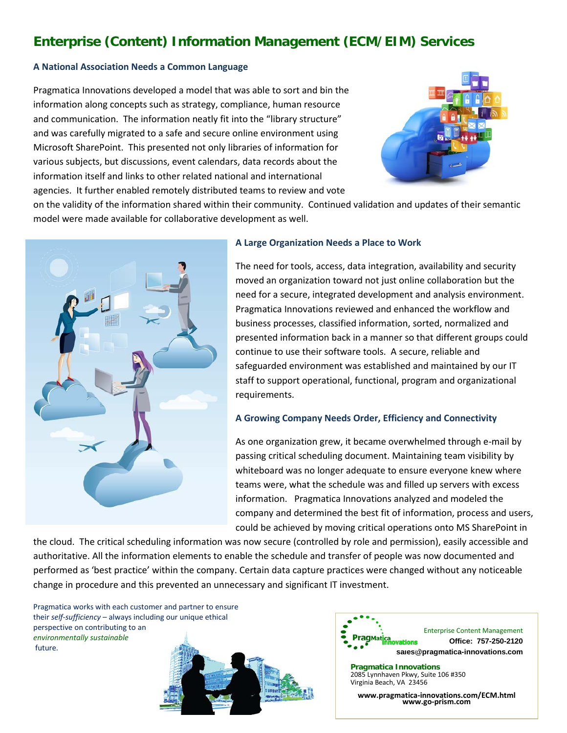# Enterprise (Content) Information Management (ECM/EIM) Services

### A National Association Needs a Common Language

Pragmatica Innovations developed a model that was able to sort and bin the information along concepts such as strategy, compliance, human resource and communication. The information neatly fit into the "library structure" and was carefully migrated to a safe and secure online environment using Microsoft SharePoint. This presented not only libraries of information for various subjects, but discussions, event calendars, data records about the information itself and links to other related national and international agencies. It further enabled remotely distributed teams to review and vote on the validity of the information shared within their community. Continued validation and updates of their semantic model were made available for collaborative development as well.

### A Large Organization Needs a Place to Work

The need for tools, access, data integration, availability and security moved an organization toward not just online collaboration but the need for a secure, integrated development and analysis environment. Pragmatica Innovations reviewed and enhanced the workflow and business processes, classified information, sorted, normalized and presented information back in a manner so that different groups could continue to use their software tools. A secure, reliable and safeguarded environment was established and maintained by our IT staff to support operational, functional, program and organizational requirements.

### A Growing Company Needs Order, Efficiency and Connectivity

As one organization grew, it became overwhelmed through e-mail by passing critical scheduling document. Maintaining team visibility by whiteboard was no longer adequate to ensure everyone knew where teams were, what the schedule was and filled up servers with excess information. Pragmatica Innovations analyzed and modeled the company and determined the best fit of information, process and users, could be achieved by moving critical operations onto MS SharePoint in the cloud. The critical scheduling information was now secure (controlled by role and permission), easily accessible and authoritative. All the information elements to enable the schedule and transfer of people was now documented and performed as 'best practice' within the company. Certain data capture practices were changed without any noticeable change in procedure and this prevented an unnecessary and significant IT investment.

Pragmatica works with each customer and partner to ensure their *self-sufficiency* – always including our unique ethical perspective on contributing to an *environmentally sustainable* future.

PragMatica Innovations

Enterprise Content Management

**Office: 757-250-2120**

**sales@pragmatica-innovations.com**

**Pragmatica Innovations**
2085 Lynnhaven Pkwy, Suite 106 #350
Virginia Beach, VA 23456

**www.pragmatica-innovations.com/ECM.html**
**www.go-prism.com**